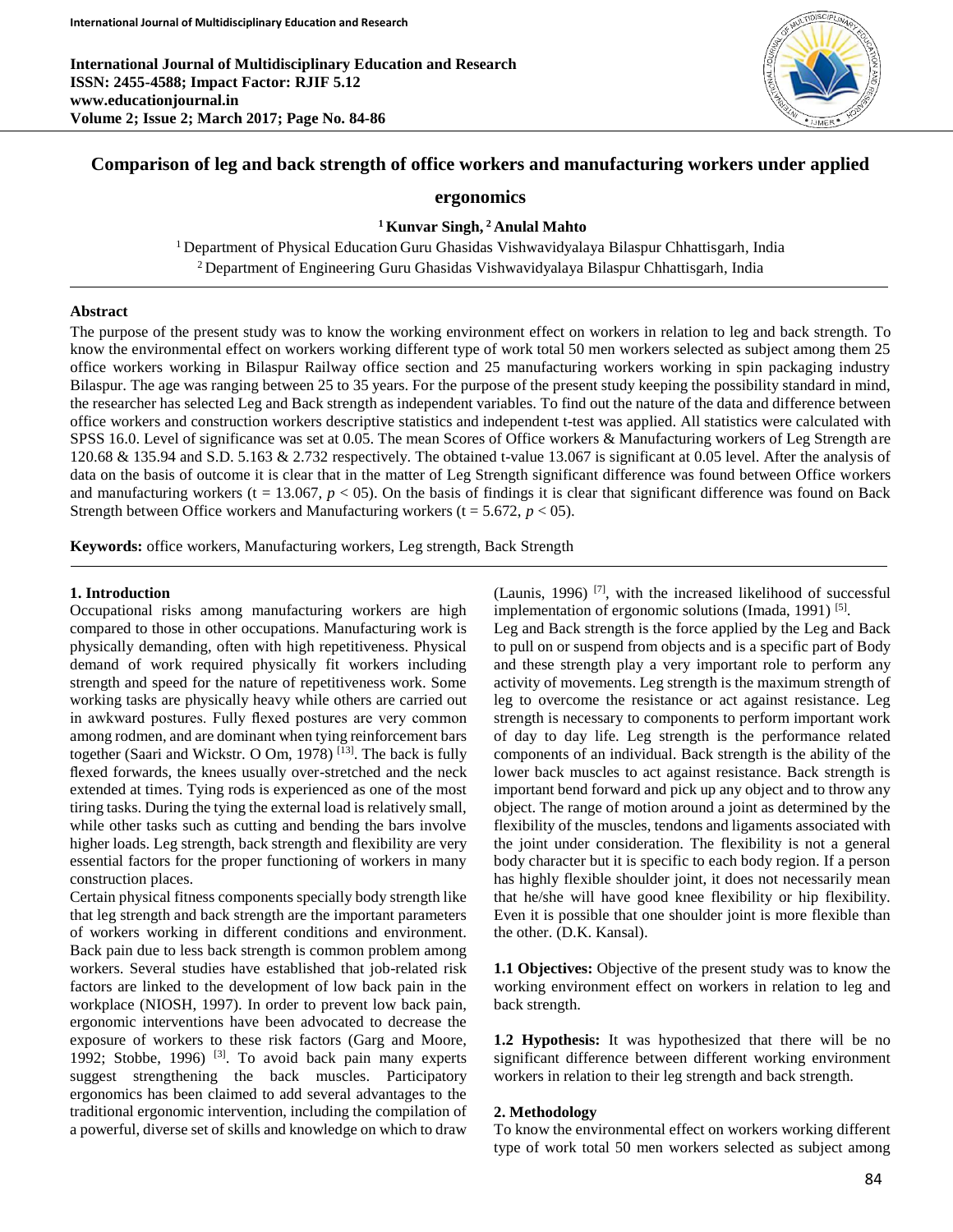# Comparison of leg and back strength of office workers and manufacturing workers under applied ergonomics

**[1] Kunvar Singh, [2] Anulal Mahto**

[1] Department of Physical Education Guru Ghasidas Vishwavidyalaya Bilaspur Chhattisgarh, India

[2] Department of Engineering Guru Ghasidas Vishwavidyalaya Bilaspur Chhattisgarh, India

### Abstract

The purpose of the present study was to know the working environment effect on workers in relation to leg and back strength. To know the environmental effect on workers working different type of work total 50 men workers selected as subject among them 25 office workers working in Bilaspur Railway office section and 25 manufacturing workers working in spin packaging industry Bilaspur. The age was ranging between 25 to 35 years. For the purpose of the present study keeping the possibility standard in mind, the researcher has selected Leg and Back strength as independent variables. To find out the nature of the data and difference between office workers and construction workers descriptive statistics and independent t-test was applied. All statistics were calculated with SPSS 16.0. Level of significance was set at 0.05. The mean Scores of Office workers & Manufacturing workers of Leg Strength are 120.68 & 135.94 and S.D. 5.163 & 2.732 respectively. The obtained t-value 13.067 is significant at 0.05 level. After the analysis of data on the basis of outcome it is clear that in the matter of Leg Strength significant difference was found between Office workers and manufacturing workers (t = 13.067, $p < 05$). On the basis of findings it is clear that significant difference was found on Back Strength between Office workers and Manufacturing workers (t = 5.672, $p < 05$).

**Keywords:** office workers, Manufacturing workers, Leg strength, Back Strength

## 1. Introduction

Occupational risks among manufacturing workers are high compared to those in other occupations. Manufacturing work is physically demanding, often with high repetitiveness. Physical demand of work required physically fit workers including strength and speed for the nature of repetitiveness work. Some working tasks are physically heavy while others are carried out in awkward postures. Fully flexed postures are very common among rodmen, and are dominant when tying reinforcement bars together (Saari and Wickstr. O Om, 1978) [13]. The back is fully flexed forwards, the knees usually over-stretched and the neck extended at times. Tying rods is experienced as one of the most tiring tasks. During the tying the external load is relatively small, while other tasks such as cutting and bending the bars involve higher loads. Leg strength, back strength and flexibility are very essential factors for the proper functioning of workers in many construction places.

Certain physical fitness components specially body strength like that leg strength and back strength are the important parameters of workers working in different conditions and environment. Back pain due to less back strength is common problem among workers. Several studies have established that job-related risk factors are linked to the development of low back pain in the workplace (NIOSH, 1997). In order to prevent low back pain, ergonomic interventions have been advocated to decrease the exposure of workers to these risk factors (Garg and Moore, 1992; Stobbe, 1996) [3]. To avoid back pain many experts suggest strengthening the back muscles. Participatory ergonomics has been claimed to add several advantages to the traditional ergonomic intervention, including the compilation of a powerful, diverse set of skills and knowledge on which to draw (Launis, 1996) [7], with the increased likelihood of successful implementation of ergonomic solutions (Imada, 1991) [5].

Leg and Back strength is the force applied by the Leg and Back to pull on or suspend from objects and is a specific part of Body and these strength play a very important role to perform any activity of movements. Leg strength is the maximum strength of leg to overcome the resistance or act against resistance. Leg strength is necessary to components to perform important work of day to day life. Leg strength is the performance related components of an individual. Back strength is the ability of the lower back muscles to act against resistance. Back strength is important bend forward and pick up any object and to throw any object. The range of motion around a joint as determined by the flexibility of the muscles, tendons and ligaments associated with the joint under consideration. The flexibility is not a general body character but it is specific to each body region. If a person has highly flexible shoulder joint, it does not necessarily mean that he/she will have good knee flexibility or hip flexibility. Even it is possible that one shoulder joint is more flexible than the other. (D.K. Kansal).

**1.1 Objectives:** Objective of the present study was to know the working environment effect on workers in relation to leg and back strength.

**1.2 Hypothesis:** It was hypothesized that there will be no significant difference between different working environment workers in relation to their leg strength and back strength.

## 2. Methodology

To know the environmental effect on workers working different type of work total 50 men workers selected as subject among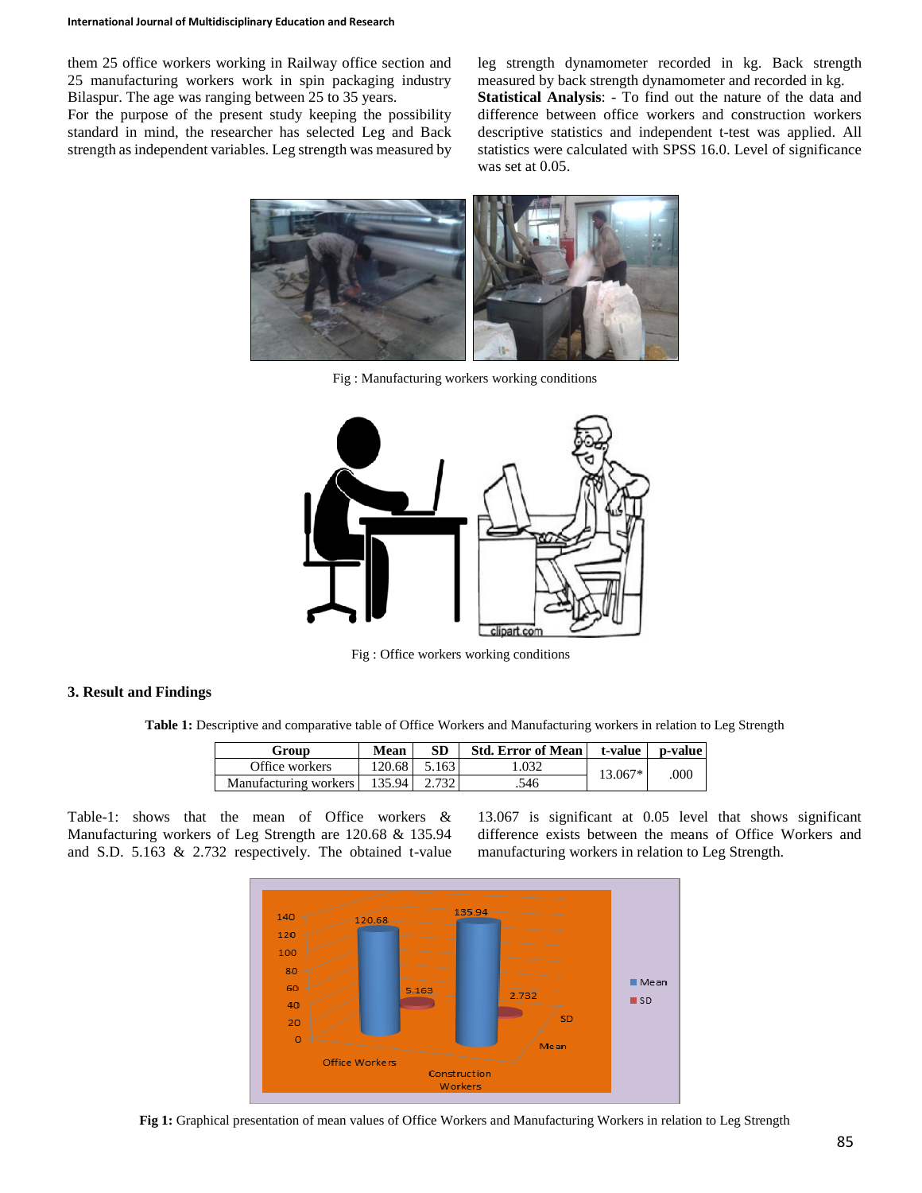them 25 office workers working in Railway office section and 25 manufacturing workers work in spin packaging industry Bilaspur. The age was ranging between 25 to 35 years.

For the purpose of the present study keeping the possibility standard in mind, the researcher has selected Leg and Back strength as independent variables. Leg strength was measured by leg strength dynamometer recorded in kg. Back strength measured by back strength dynamometer and recorded in kg.

**Statistical Analysis**: - To find out the nature of the data and difference between office workers and construction workers descriptive statistics and independent t-test was applied. All statistics were calculated with SPSS 16.0. Level of significance was set at 0.05.

Fig : Manufacturing workers working conditions

Fig : Office workers working conditions

## 3. Result and Findings

**Table 1:** Descriptive and comparative table of Office Workers and Manufacturing workers in relation to Leg Strength

| Group | Mean | SD | Std. Error of Mean | t-value | p-value |
|---|---|---|---|---|---|
| Office workers | 120.68 | 5.163 | 1.032 | 13.067* | .000 |
| Manufacturing workers | 135.94 | 2.732 | .546 | | |

Table-1: shows that the mean of Office workers & Manufacturing workers of Leg Strength are 120.68 & 135.94 and S.D. 5.163 & 2.732 respectively. The obtained t-value 13.067 is significant at 0.05 level that shows significant difference exists between the means of Office Workers and manufacturing workers in relation to Leg Strength.

**Fig 1:** Graphical presentation of mean values of Office Workers and Manufacturing Workers in relation to Leg Strength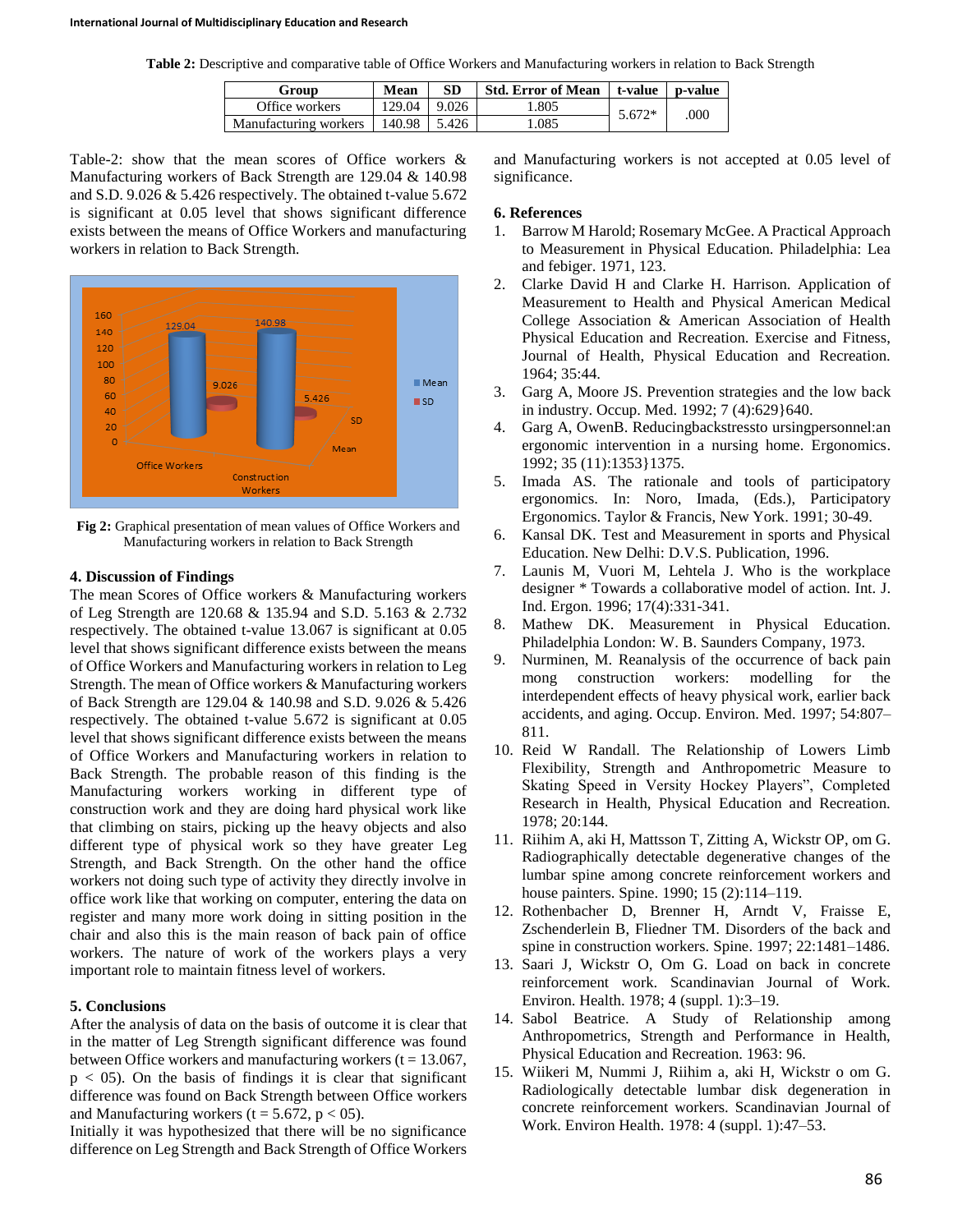**Table 2:** Descriptive and comparative table of Office Workers and Manufacturing workers in relation to Back Strength

| Group | Mean | SD | Std. Error of Mean | t-value | p-value |
|---|---|---|---|---|---|
| Office workers | 129.04 | 9.026 | 1.805 | 5.672* | .000 |
| Manufacturing workers | 140.98 | 5.426 | 1.085 | | |

Table-2: show that the mean scores of Office workers & Manufacturing workers of Back Strength are 129.04 & 140.98 and S.D. 9.026 & 5.426 respectively. The obtained t-value 5.672 is significant at 0.05 level that shows significant difference exists between the means of Office Workers and manufacturing workers in relation to Back Strength.

160
140
120
100
80
60
40
20
0
129.04
140.98
9.026
5.426
Office Workers
Construction Workers
Mean
SD
Mean
SD

**Fig 2:** Graphical presentation of mean values of Office Workers and Manufacturing workers in relation to Back Strength

## 4. Discussion of Findings

The mean Scores of Office workers & Manufacturing workers of Leg Strength are 120.68 & 135.94 and S.D. 5.163 & 2.732 respectively. The obtained t-value 13.067 is significant at 0.05 level that shows significant difference exists between the means of Office Workers and Manufacturing workers in relation to Leg Strength. The mean of Office workers & Manufacturing workers of Back Strength are 129.04 & 140.98 and S.D. 9.026 & 5.426 respectively. The obtained t-value 5.672 is significant at 0.05 level that shows significant difference exists between the means of Office Workers and Manufacturing workers in relation to Back Strength. The probable reason of this finding is the Manufacturing workers working in different type of construction work and they are doing hard physical work like that climbing on stairs, picking up the heavy objects and also different type of physical work so they have greater Leg Strength, and Back Strength. On the other hand the office workers not doing such type of activity they directly involve in office work like that working on computer, entering the data on register and many more work doing in sitting position in the chair and also this is the main reason of back pain of office workers. The nature of work of the workers plays a very important role to maintain fitness level of workers.

## 5. Conclusions

After the analysis of data on the basis of outcome it is clear that in the matter of Leg Strength significant difference was found between Office workers and manufacturing workers (t = 13.067, p < 05). On the basis of findings it is clear that significant difference was found on Back Strength between Office workers and Manufacturing workers (t = 5.672, p < 05).

Initially it was hypothesized that there will be no significance difference on Leg Strength and Back Strength of Office Workers and Manufacturing workers is not accepted at 0.05 level of significance.

## 6. References

1. Barrow M Harold; Rosemary McGee. A Practical Approach to Measurement in Physical Education. Philadelphia: Lea and febiger. 1971, 123.
2. Clarke David H and Clarke H. Harrison. Application of Measurement to Health and Physical American Medical College Association & American Association of Health Physical Education and Recreation. Exercise and Fitness, Journal of Health, Physical Education and Recreation. 1964; 35:44.
3. Garg A, Moore JS. Prevention strategies and the low back in industry. Occup. Med. 1992; 7 (4):629}640.
4. Garg A, OwenB. Reducingbackstressto ursingpersonnel:an ergonomic intervention in a nursing home. Ergonomics. 1992; 35 (11):1353}1375.
5. Imada AS. The rationale and tools of participatory ergonomics. In: Noro, Imada, (Eds.), Participatory Ergonomics. Taylor & Francis, New York. 1991; 30-49.
6. Kansal DK. Test and Measurement in sports and Physical Education. New Delhi: D.V.S. Publication, 1996.
7. Launis M, Vuori M, Lehtela J. Who is the workplace designer * Towards a collaborative model of action. Int. J. Ind. Ergon. 1996; 17(4):331-341.
8. Mathew DK. Measurement in Physical Education. Philadelphia London: W. B. Saunders Company, 1973.
9. Nurminen, M. Reanalysis of the occurrence of back pain mong construction workers: modelling for the interdependent effects of heavy physical work, earlier back accidents, and aging. Occup. Environ. Med. 1997; 54:807–811.
10. Reid W Randall. The Relationship of Lowers Limb Flexibility, Strength and Anthropometric Measure to Skating Speed in Versity Hockey Players", Completed Research in Health, Physical Education and Recreation. 1978; 20:144.
11. Riihim A, aki H, Mattsson T, Zitting A, Wickstr OP, om G. Radiographically detectable degenerative changes of the lumbar spine among concrete reinforcement workers and house painters. Spine. 1990; 15 (2):114–119.
12. Rothenbacher D, Brenner H, Arndt V, Fraisse E, Zschenderlein B, Fliedner TM. Disorders of the back and spine in construction workers. Spine. 1997; 22:1481–1486.
13. Saari J, Wickstr O, Om G. Load on back in concrete reinforcement work. Scandinavian Journal of Work. Environ. Health. 1978; 4 (suppl. 1):3–19.
14. Sabol Beatrice. A Study of Relationship among Anthropometrics, Strength and Performance in Health, Physical Education and Recreation. 1963: 96.
15. Wiikeri M, Nummi J, Riihim a, aki H, Wickstr o om G. Radiologically detectable lumbar disk degeneration in concrete reinforcement workers. Scandinavian Journal of Work. Environ Health. 1978: 4 (suppl. 1):47–53.